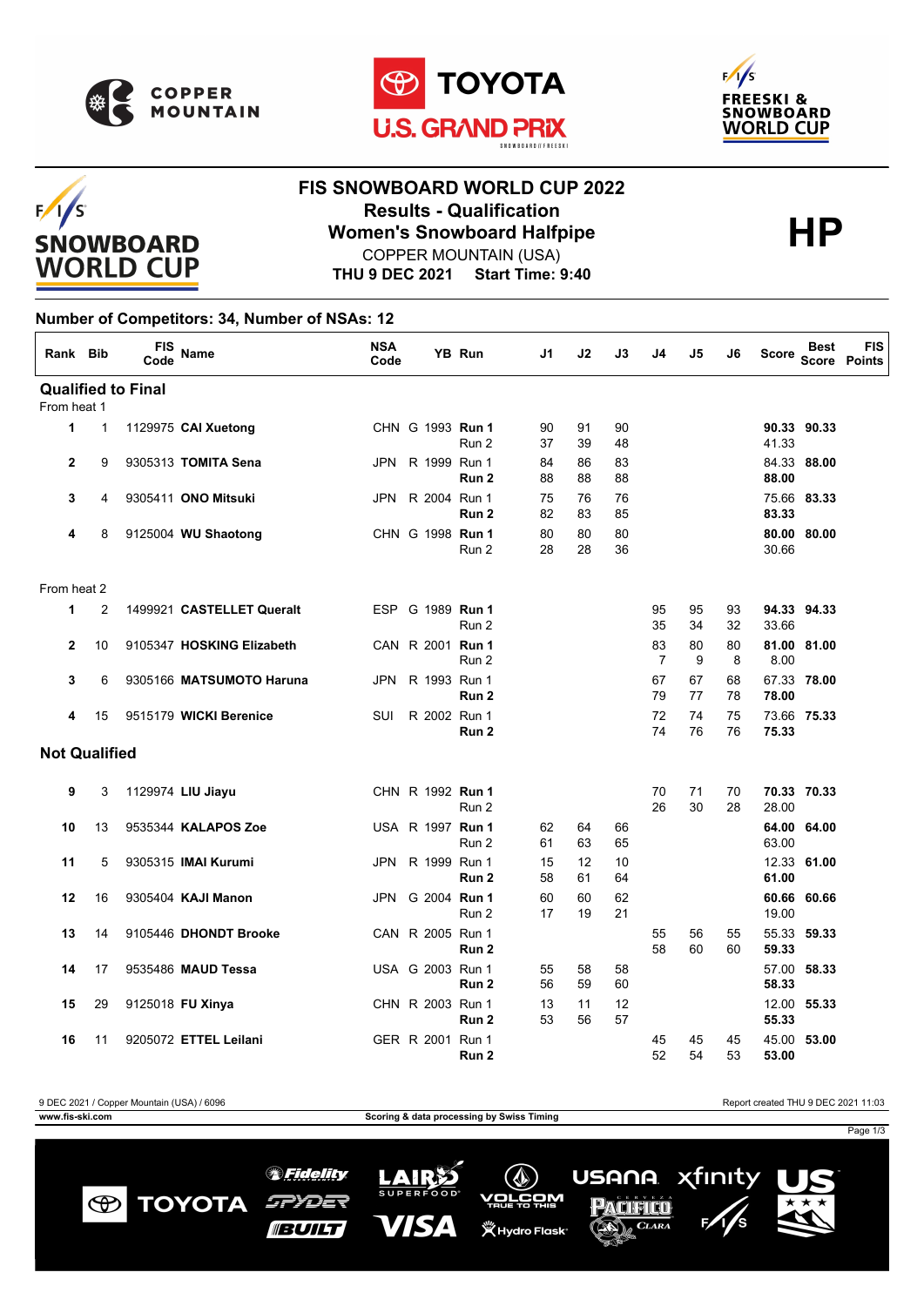# FIS SNOWBOARD WORLD CUP 2022

## Results - Qualification

## Women's Snowboard Halfpipe

COPPER MOUNTAIN (USA)

**THU 9 DEC 2021 Start Time: 9:40**

**HP**

**Number of Competitors: 34, Number of NSAs: 12**

| Rank | Bib | FIS Code | Name | NSA Code | | YB | Run | J1 | J2 | J3 | J4 | J5 | J6 | Score | Best Score | FIS Points |
|---|---|---|---|---|---|---|---|---|---|---|---|---|---|---|---|---|
| **Qualified to Final** | | | | | | | | | | | | | | | | |
| From heat 1 | | | | | | | | | | | | | | | | |
| 1 | 1 | 1129975 | **CAI Xuetong** | CHN | G | 1993 | **Run 1** | 90 | 91 | 90 | | | | **90.33** | **90.33** | |
| | | | | | | | Run 2 | 37 | 39 | 48 | | | | 41.33 | | |
| 2 | 9 | 9305313 | **TOMITA Sena** | JPN | R | 1999 | Run 1 | 84 | 86 | 83 | | | | 84.33 | **88.00** | |
| | | | | | | | **Run 2** | 88 | 88 | 88 | | | | **88.00** | | |
| 3 | 4 | 9305411 | **ONO Mitsuki** | JPN | R | 2004 | Run 1 | 75 | 76 | 76 | | | | 75.66 | **83.33** | |
| | | | | | | | **Run 2** | 82 | 83 | 85 | | | | **83.33** | | |
| 4 | 8 | 9125004 | **WU Shaotong** | CHN | G | 1998 | **Run 1** | 80 | 80 | 80 | | | | **80.00** | **80.00** | |
| | | | | | | | Run 2 | 28 | 28 | 36 | | | | 30.66 | | |
| From heat 2 | | | | | | | | | | | | | | | | |
| 1 | 2 | 1499921 | **CASTELLET Queralt** | ESP | G | 1989 | **Run 1** | | | | 95 | 95 | 93 | **94.33** | **94.33** | |
| | | | | | | | Run 2 | | | | 35 | 34 | 32 | 33.66 | | |
| 2 | 10 | 9105347 | **HOSKING Elizabeth** | CAN | R | 2001 | **Run 1** | | | | 83 | 80 | 80 | **81.00** | **81.00** | |
| | | | | | | | Run 2 | | | | 7 | 9 | 8 | 8.00 | | |
| 3 | 6 | 9305166 | **MATSUMOTO Haruna** | JPN | R | 1993 | Run 1 | | | | 67 | 67 | 68 | 67.33 | **78.00** | |
| | | | | | | | **Run 2** | | | | 79 | 77 | 78 | **78.00** | | |
| 4 | 15 | 9515179 | **WICKI Berenice** | SUI | R | 2002 | Run 1 | | | | 72 | 74 | 75 | 73.66 | **75.33** | |
| | | | | | | | **Run 2** | | | | 74 | 76 | 76 | **75.33** | | |
| **Not Qualified** | | | | | | | | | | | | | | | | |
| 9 | 3 | 1129974 | **LIU Jiayu** | CHN | R | 1992 | **Run 1** | | | | 70 | 71 | 70 | **70.33** | **70.33** | |
| | | | | | | | Run 2 | | | | 26 | 30 | 28 | 28.00 | | |
| 10 | 13 | 9535344 | **KALAPOS Zoe** | USA | R | 1997 | **Run 1** | 62 | 64 | 66 | | | | **64.00** | **64.00** | |
| | | | | | | | Run 2 | 61 | 63 | 65 | | | | 63.00 | | |
| 11 | 5 | 9305315 | **IMAI Kurumi** | JPN | R | 1999 | Run 1 | 15 | 12 | 10 | | | | 12.33 | **61.00** | |
| | | | | | | | **Run 2** | 58 | 61 | 64 | | | | **61.00** | | |
| 12 | 16 | 9305404 | **KAJI Manon** | JPN | G | 2004 | **Run 1** | 60 | 60 | 62 | | | | **60.66** | **60.66** | |
| | | | | | | | Run 2 | 17 | 19 | 21 | | | | 19.00 | | |
| 13 | 14 | 9105446 | **DHONDT Brooke** | CAN | R | 2005 | Run 1 | | | | 55 | 56 | 55 | 55.33 | **59.33** | |
| | | | | | | | **Run 2** | | | | 58 | 60 | 60 | **59.33** | | |
| 14 | 17 | 9535486 | **MAUD Tessa** | USA | G | 2003 | Run 1 | 55 | 58 | 58 | | | | 57.00 | **58.33** | |
| | | | | | | | **Run 2** | 56 | 59 | 60 | | | | **58.33** | | |
| 15 | 29 | 9125018 | **FU Xinya** | CHN | R | 2003 | Run 1 | 13 | 11 | 12 | | | | 12.00 | **55.33** | |
| | | | | | | | **Run 2** | 53 | 56 | 57 | | | | **55.33** | | |
| 16 | 11 | 9205072 | **ETTEL Leilani** | GER | R | 2001 | Run 1 | | | | 45 | 45 | 45 | 45.00 | **53.00** | |
| | | | | | | | **Run 2** | | | | 52 | 54 | 53 | **53.00** | | |

9 DEC 2021 / Copper Mountain (USA) / 6096 — Report created THU 9 DEC 2021 11:03

www.fis-ski.com — Scoring & data processing by Swiss Timing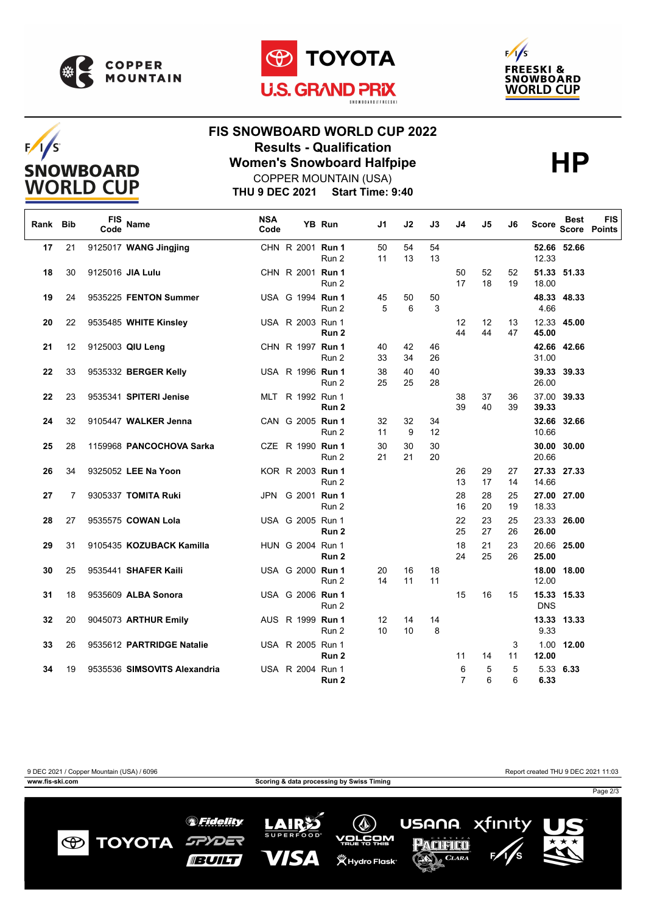# FIS SNOWBOARD WORLD CUP 2022

## Results - Qualification

## Women's Snowboard Halfpipe

COPPER MOUNTAIN (USA)

**THU 9 DEC 2021 Start Time: 9:40**

**HP**

| Rank | Bib | FIS Code | Name | NSA Code | | YB | Run | J1 | J2 | J3 | J4 | J5 | J6 | Score | Best Score | FIS Points |
|---|---|---|---|---|---|---|---|---|---|---|---|---|---|---|---|---|
| 17 | 21 | 9125017 | **WANG Jingjing** | CHN | R | 2001 | **Run 1** | 50 | 54 | 54 | | | | **52.66** | **52.66** | |
| | | | | | | | Run 2 | 11 | 13 | 13 | | | | 12.33 | | |
| 18 | 30 | 9125016 | **JIA Lulu** | CHN | R | 2001 | **Run 1** | | | | 50 | 52 | 52 | **51.33** | **51.33** | |
| | | | | | | | Run 2 | | | | 17 | 18 | 19 | 18.00 | | |
| 19 | 24 | 9535225 | **FENTON Summer** | USA | G | 1994 | **Run 1** | 45 | 50 | 50 | | | | **48.33** | **48.33** | |
| | | | | | | | Run 2 | 5 | 6 | 3 | | | | 4.66 | | |
| 20 | 22 | 9535485 | **WHITE Kinsley** | USA | R | 2003 | Run 1 | | | | 12 | 12 | 13 | 12.33 | **45.00** | |
| | | | | | | | **Run 2** | | | | 44 | 44 | 47 | **45.00** | | |
| 21 | 12 | 9125003 | **QIU Leng** | CHN | R | 1997 | **Run 1** | 40 | 42 | 46 | | | | **42.66** | **42.66** | |
| | | | | | | | Run 2 | 33 | 34 | 26 | | | | 31.00 | | |
| 22 | 33 | 9535332 | **BERGER Kelly** | USA | R | 1996 | **Run 1** | 38 | 40 | 40 | | | | **39.33** | **39.33** | |
| | | | | | | | Run 2 | 25 | 25 | 28 | | | | 26.00 | | |
| 22 | 23 | 9535341 | **SPITERI Jenise** | MLT | R | 1992 | Run 1 | | | | 38 | 37 | 36 | 37.00 | **39.33** | |
| | | | | | | | **Run 2** | | | | 39 | 40 | 39 | **39.33** | | |
| 24 | 32 | 9105447 | **WALKER Jenna** | CAN | G | 2005 | **Run 1** | 32 | 32 | 34 | | | | **32.66** | **32.66** | |
| | | | | | | | Run 2 | 11 | 9 | 12 | | | | 10.66 | | |
| 25 | 28 | 1159968 | **PANCOCHOVA Sarka** | CZE | R | 1990 | **Run 1** | 30 | 30 | 30 | | | | **30.00** | **30.00** | |
| | | | | | | | Run 2 | 21 | 21 | 20 | | | | 20.66 | | |
| 26 | 34 | 9325052 | **LEE Na Yoon** | KOR | R | 2003 | **Run 1** | | | | 26 | 29 | 27 | **27.33** | **27.33** | |
| | | | | | | | Run 2 | | | | 13 | 17 | 14 | 14.66 | | |
| 27 | 7 | 9305337 | **TOMITA Ruki** | JPN | G | 2001 | **Run 1** | | | | 28 | 28 | 25 | **27.00** | **27.00** | |
| | | | | | | | Run 2 | | | | 16 | 20 | 19 | 18.33 | | |
| 28 | 27 | 9535575 | **COWAN Lola** | USA | G | 2005 | Run 1 | | | | 22 | 23 | 25 | 23.33 | **26.00** | |
| | | | | | | | **Run 2** | | | | 25 | 27 | 26 | **26.00** | | |
| 29 | 31 | 9105435 | **KOZUBACK Kamilla** | HUN | G | 2004 | Run 1 | | | | 18 | 21 | 23 | 20.66 | **25.00** | |
| | | | | | | | **Run 2** | | | | 24 | 25 | 26 | **25.00** | | |
| 30 | 25 | 9535441 | **SHAFER Kaili** | USA | G | 2000 | **Run 1** | 20 | 16 | 18 | | | | **18.00** | **18.00** | |
| | | | | | | | Run 2 | 14 | 11 | 11 | | | | 12.00 | | |
| 31 | 18 | 9535609 | **ALBA Sonora** | USA | G | 2006 | **Run 1** | | | | 15 | 16 | 15 | **15.33** | **15.33** | |
| | | | | | | | Run 2 | | | | | | | DNS | | |
| 32 | 20 | 9045073 | **ARTHUR Emily** | AUS | R | 1999 | **Run 1** | 12 | 14 | 14 | | | | **13.33** | **13.33** | |
| | | | | | | | Run 2 | 10 | 10 | 8 | | | | 9.33 | | |
| 33 | 26 | 9535612 | **PARTRIDGE Natalie** | USA | R | 2005 | Run 1 | | | | | | 3 | 1.00 | **12.00** | |
| | | | | | | | **Run 2** | | | | 11 | 14 | 11 | **12.00** | | |
| 34 | 19 | 9535536 | **SIMSOVITS Alexandria** | USA | R | 2004 | Run 1 | | | | 6 | 5 | 5 | 5.33 | **6.33** | |
| | | | | | | | **Run 2** | | | | 7 | 6 | 6 | **6.33** | | |

9 DEC 2021 / Copper Mountain (USA) / 6096

Report created THU 9 DEC 2021 11:03

www.fis-ski.com

Scoring & data processing by Swiss Timing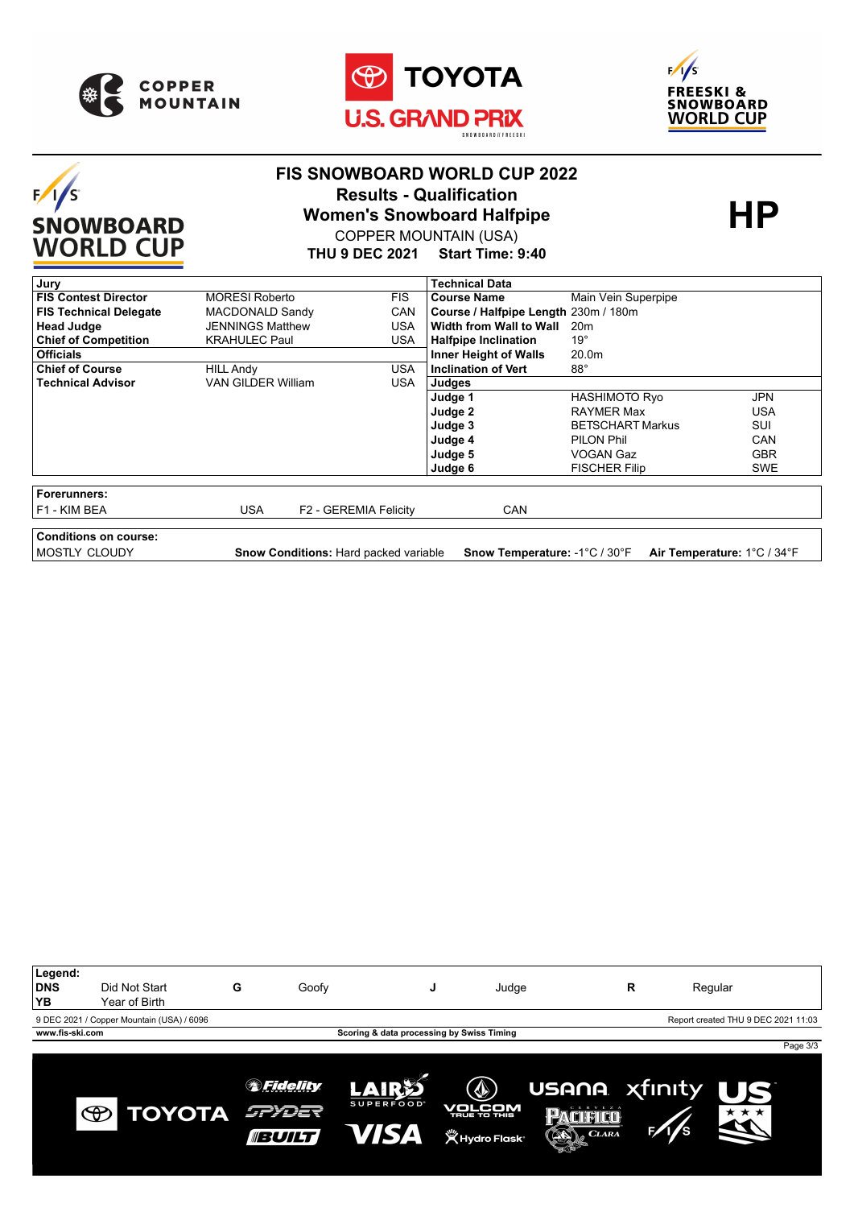# FIS SNOWBOARD WORLD CUP 2022

## Results - Qualification

## Women's Snowboard Halfpipe

COPPER MOUNTAIN (USA)

**THU 9 DEC 2021 Start Time: 9:40**

**HP**

| Jury | | | Technical Data | | |
|---|---|---|---|---|---|
| **FIS Contest Director** | MORESI Roberto | FIS | **Course Name** | Main Vein Superpipe | |
| **FIS Technical Delegate** | MACDONALD Sandy | CAN | **Course / Halfpipe Length** | 230m / 180m | |
| **Head Judge** | JENNINGS Matthew | USA | **Width from Wall to Wall** | 20m | |
| **Chief of Competition** | KRAHULEC Paul | USA | **Halfpipe Inclination** | 19° | |
| **Officials** | | | **Inner Height of Walls** | 20.0m | |
| **Chief of Course** | HILL Andy | USA | **Inclination of Vert** | 88° | |
| **Technical Advisor** | VAN GILDER William | USA | **Judges** | | |
| | | | **Judge 1** | HASHIMOTO Ryo | JPN |
| | | | **Judge 2** | RAYMER Max | USA |
| | | | **Judge 3** | BETSCHART Markus | SUI |
| | | | **Judge 4** | PILON Phil | CAN |
| | | | **Judge 5** | VOGAN Gaz | GBR |
| | | | **Judge 6** | FISCHER Filip | SWE |

**Forerunners:**

| | | | |
|---|---|---|---|
| F1 - KIM BEA | USA | F2 - GEREMIA Felicity | CAN |

**Conditions on course:**

MOSTLY CLOUDY | **Snow Conditions:** Hard packed variable | **Snow Temperature:** -1°C / 30°F | **Air Temperature:** 1°C / 34°F

**Legend:**

| | | | | | | | |
|---|---|---|---|---|---|---|---|
| **DNS** | Did Not Start | **G** | Goofy | **J** | Judge | **R** | Regular |
| **YB** | Year of Birth | | | | | | |

9 DEC 2021 / Copper Mountain (USA) / 6096

Report created THU 9 DEC 2021 11:03

www.fis-ski.com

Scoring & data processing by Swiss Timing